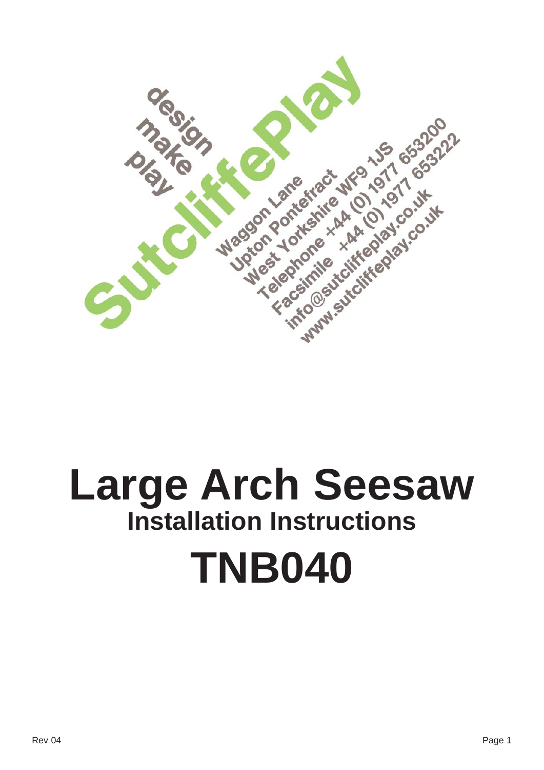design
make
play

SutcliffePlay

Waggon Lane
Upton Pontefract
West Yorkshire WF9 1JS
Telephone +44 (0) 1977 653200
Facsimile +44 (0) 1977 653222
info@sutcliffeplay.co.uk
www.sutcliffeplay.co.uk

# Large Arch Seesaw

## Installation Instructions

# TNB040

Rev 04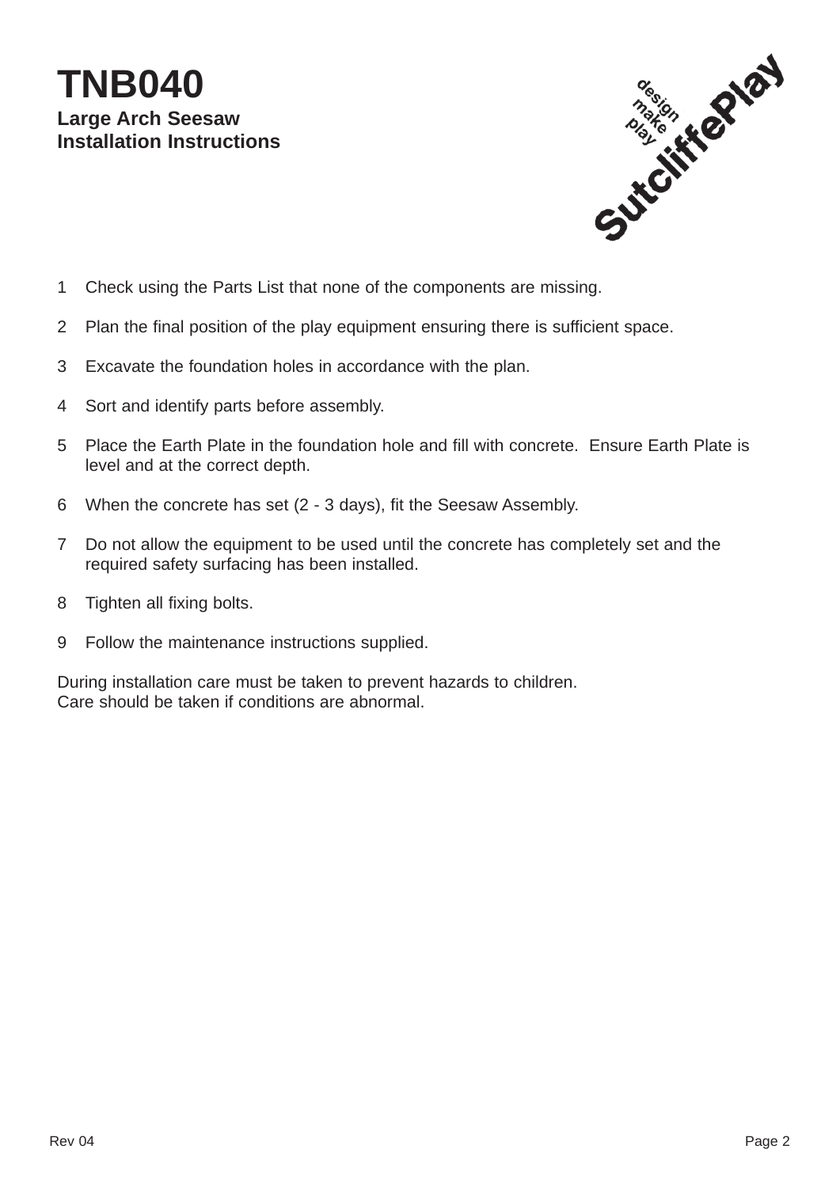# TNB040

**Large Arch Seesaw**
**Installation Instructions**

1. Check using the Parts List that none of the components are missing.
2. Plan the final position of the play equipment ensuring there is sufficient space.
3. Excavate the foundation holes in accordance with the plan.
4. Sort and identify parts before assembly.
5. Place the Earth Plate in the foundation hole and fill with concrete. Ensure Earth Plate is level and at the correct depth.
6. When the concrete has set (2 - 3 days), fit the Seesaw Assembly.
7. Do not allow the equipment to be used until the concrete has completely set and the required safety surfacing has been installed.
8. Tighten all fixing bolts.
9. Follow the maintenance instructions supplied.

During installation care must be taken to prevent hazards to children.
Care should be taken if conditions are abnormal.

Rev 04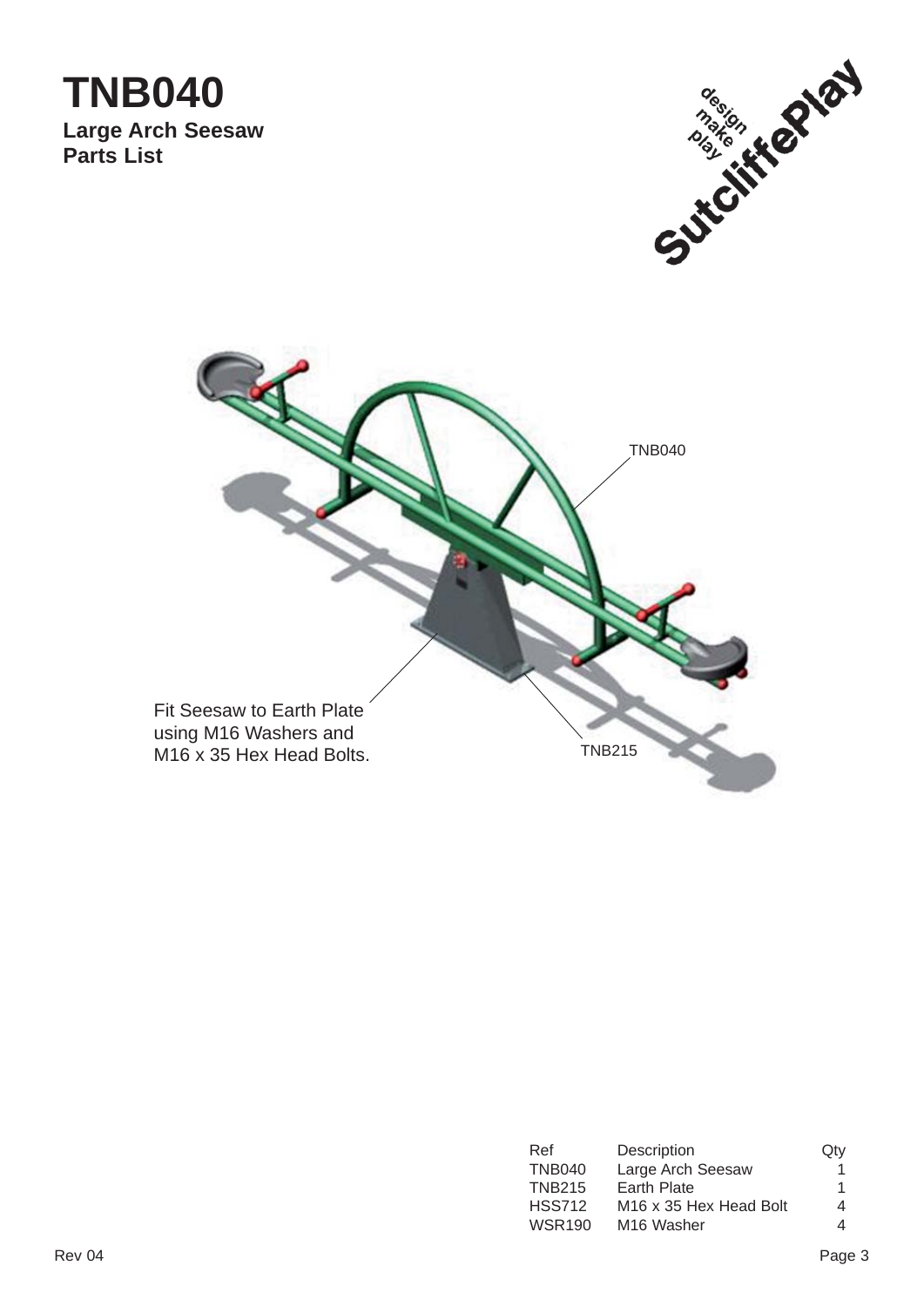# TNB040

**Large Arch Seesaw**
**Parts List**

TNB040

Fit Seesaw to Earth Plate using M16 Washers and M16 x 35 Hex Head Bolts.

TNB215

| Ref | Description | Qty |
|---|---|---|
| TNB040 | Large Arch Seesaw | 1 |
| TNB215 | Earth Plate | 1 |
| HSS712 | M16 x 35 Hex Head Bolt | 4 |
| WSR190 | M16 Washer | 4 |

Rev 04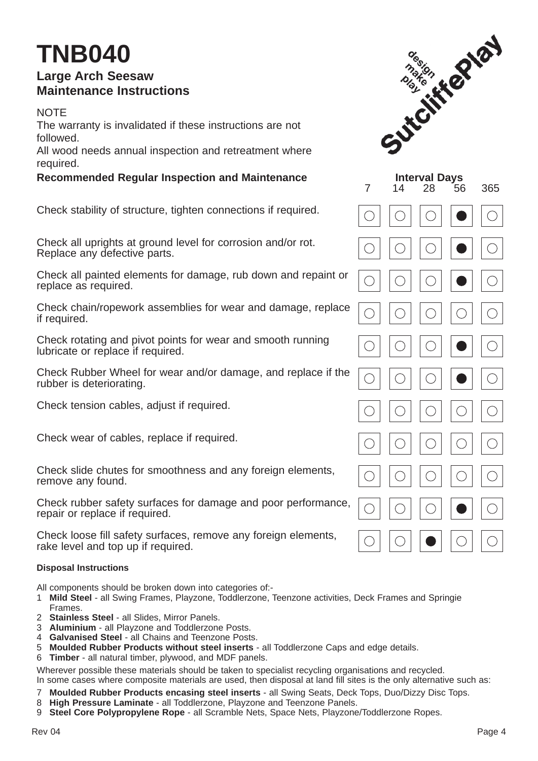# TNB040

## Large Arch Seesaw
## Maintenance Instructions

NOTE
The warranty is invalidated if these instructions are not followed.
All wood needs annual inspection and retreatment where required.

**Recommended Regular Inspection and Maintenance**

| | Interval Days 7 | 14 | 28 | 56 | 365 |
|---|---|---|---|---|---|
| Check stability of structure, tighten connections if required. | ○ | ○ | ○ | ● | ○ |
| Check all uprights at ground level for corrosion and/or rot. Replace any defective parts. | ○ | ○ | ○ | ● | ○ |
| Check all painted elements for damage, rub down and repaint or replace as required. | ○ | ○ | ○ | ● | ○ |
| Check chain/ropework assemblies for wear and damage, replace if required. | ○ | ○ | ○ | ○ | ○ |
| Check rotating and pivot points for wear and smooth running lubricate or replace if required. | ○ | ○ | ○ | ● | ○ |
| Check Rubber Wheel for wear and/or damage, and replace if the rubber is deteriorating. | ○ | ○ | ○ | ● | ○ |
| Check tension cables, adjust if required. | ○ | ○ | ○ | ○ | ○ |
| Check wear of cables, replace if required. | ○ | ○ | ○ | ○ | ○ |
| Check slide chutes for smoothness and any foreign elements, remove any found. | ○ | ○ | ○ | ○ | ○ |
| Check rubber safety surfaces for damage and poor performance, repair or replace if required. | ○ | ○ | ○ | ● | ○ |
| Check loose fill safety surfaces, remove any foreign elements, rake level and top up if required. | ○ | ○ | ● | ○ | ○ |

#### Disposal Instructions

All components should be broken down into categories of:-

1. **Mild Steel** - all Swing Frames, Playzone, Toddlerzone, Teenzone activities, Deck Frames and Springie Frames.
2. **Stainless Steel** - all Slides, Mirror Panels.
3. **Aluminium** - all Playzone and Toddlerzone Posts.
4. **Galvanised Steel** - all Chains and Teenzone Posts.
5. **Moulded Rubber Products without steel inserts** - all Toddlerzone Caps and edge details.
6. **Timber** - all natural timber, plywood, and MDF panels.

Wherever possible these materials should be taken to specialist recycling organisations and recycled.
In some cases where composite materials are used, then disposal at land fill sites is the only alternative such as:

7. **Moulded Rubber Products encasing steel inserts** - all Swing Seats, Deck Tops, Duo/Dizzy Disc Tops.
8. **High Pressure Laminate** - all Toddlerzone, Playzone and Teenzone Panels.
9. **Steel Core Polypropylene Rope** - all Scramble Nets, Space Nets, Playzone/Toddlerzone Ropes.

Rev 04